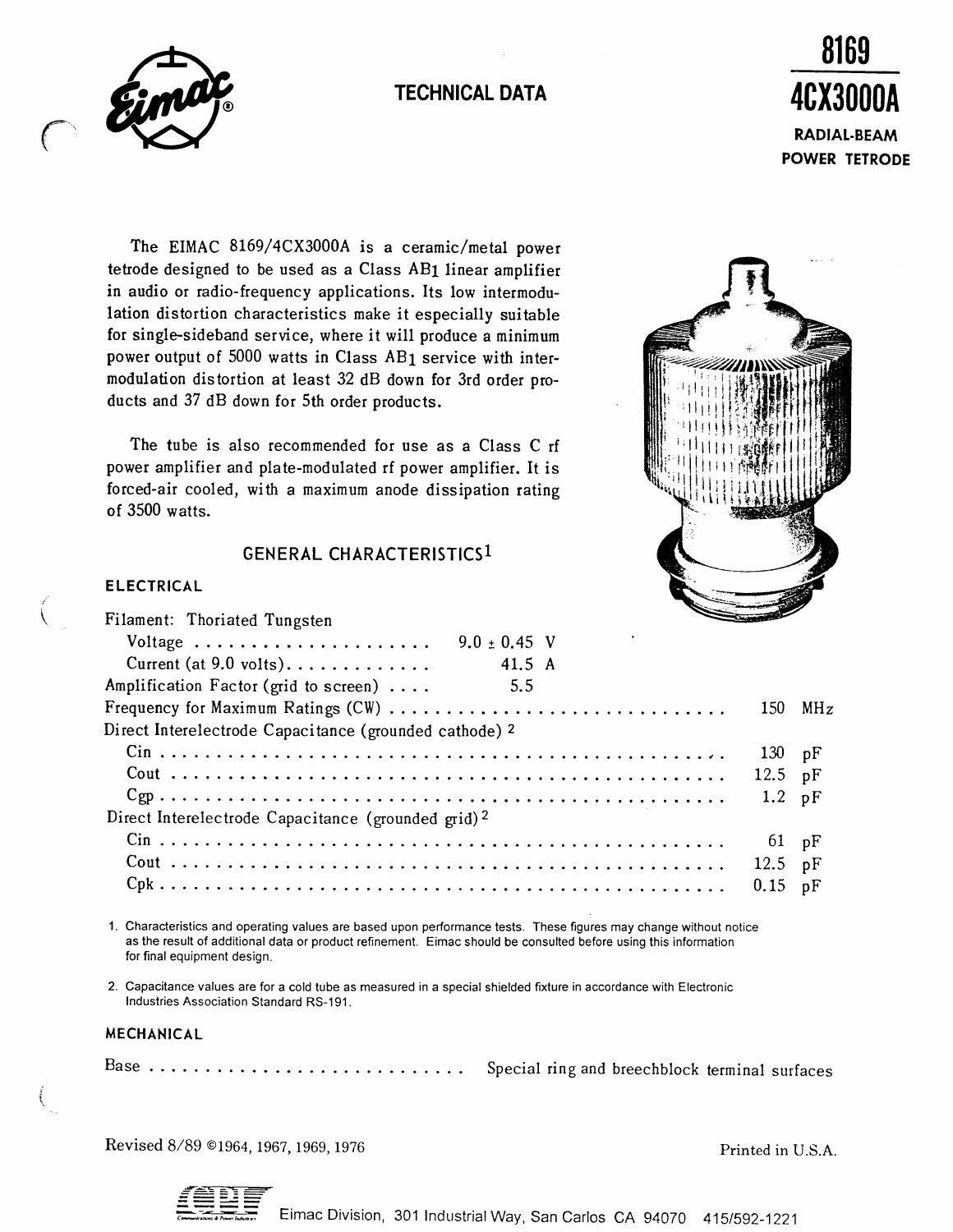# 8169
# 4CX3000A

**RADIAL-BEAM POWER TETRODE**

## TECHNICAL DATA

The EIMAC 8169/4CX3000A is a ceramic/metal power tetrode designed to be used as a Class $AB_1$ linear amplifier in audio or radio-frequency applications. Its low intermodulation distortion characteristics make it especially suitable for single-sideband service, where it will produce a minimum power output of 5000 watts in Class $AB_1$ service with intermodulation distortion at least 32 dB down for 3rd order products and 37 dB down for 5th order products.

The tube is also recommended for use as a Class C rf power amplifier and plate-modulated rf power amplifier. It is forced-air cooled, with a maximum anode dissipation rating of 3500 watts.

## GENERAL CHARACTERISTICS[1]

### ELECTRICAL

Filament: Thoriated Tungsten

| | |
|---|---|
| Voltage | 9.0 ± 0.45 V |
| Current (at 9.0 volts) | 41.5 A |
| Amplification Factor (grid to screen) | 5.5 |
| Frequency for Maximum Ratings (CW) | 150 MHz |

Direct Interelectrode Capacitance (grounded cathode)[2]

| | |
|---|---|
| Cin | 130 pF |
| Cout | 12.5 pF |
| Cgp | 1.2 pF |

Direct Interelectrode Capacitance (grounded grid)[2]

| | |
|---|---|
| Cin | 61 pF |
| Cout | 12.5 pF |
| Cpk | 0.15 pF |

1. Characteristics and operating values are based upon performance tests. These figures may change without notice as the result of additional data or product refinement. Eimac should be consulted before using this information for final equipment design.

2. Capacitance values are for a cold tube as measured in a special shielded fixture in accordance with Electronic Industries Association Standard RS-191.

### MECHANICAL

Base . . . . . . . . . . . . . . . . Special ring and breechblock terminal surfaces

Revised 8/89 ©1964, 1967, 1969, 1976

Printed in U.S.A.

Eimac Division, 301 Industrial Way, San Carlos CA 94070 415/592-1221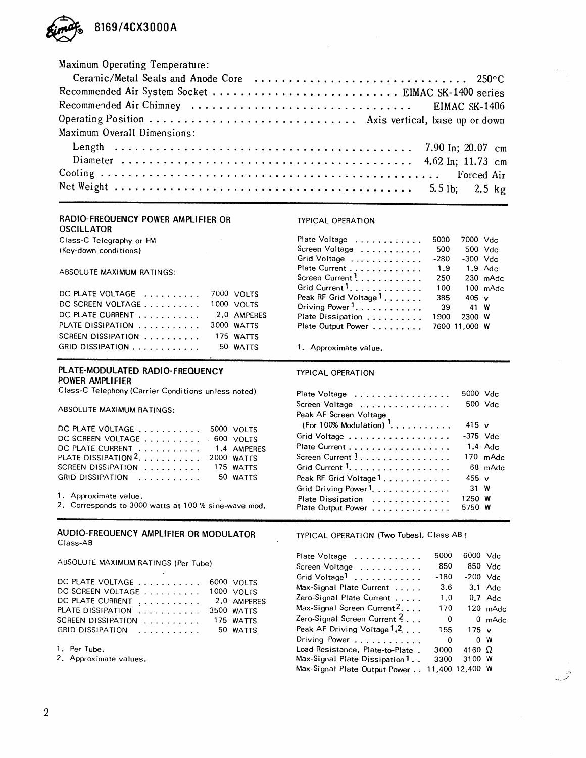# 8169/4CX3000A

Maximum Operating Temperature:

| | |
|---|---|
| Ceramic/Metal Seals and Anode Core | 250°C |
| Recommended Air System Socket | EIMAC SK-1400 series |
| Recommended Air Chimney | EIMAC SK-1406 |
| Operating Position | Axis vertical, base up or down |

Maximum Overall Dimensions:

| | |
|---|---|
| Length | 7.90 In; 20.07 cm |
| Diameter | 4.62 In; 11.73 cm |
| Cooling | Forced Air |
| Net Weight | 5.5 lb; 2.5 kg |

## RADIO-FREQUENCY POWER AMPLIFIER OR OSCILLATOR

Class-C Telegraphy or FM
(Key-down conditions)

ABSOLUTE MAXIMUM RATINGS:

| | |
|---|---|
| DC PLATE VOLTAGE | 7000 VOLTS |
| DC SCREEN VOLTAGE | 1000 VOLTS |
| DC PLATE CURRENT | 2.0 AMPERES |
| PLATE DISSIPATION | 3000 WATTS |
| SCREEN DISSIPATION | 175 WATTS |
| GRID DISSIPATION | 50 WATTS |

TYPICAL OPERATION

| | | | |
|---|---|---|---|
| Plate Voltage | 5000 | 7000 | Vdc |
| Screen Voltage | 500 | 500 | Vdc |
| Grid Voltage | -280 | -300 | Vdc |
| Plate Current | 1.9 | 1.9 | Adc |
| Screen Current[1] | 250 | 230 | mAdc |
| Grid Current[1] | 100 | 100 | mAdc |
| Peak RF Grid Voltage[1] | 385 | 405 | v |
| Driving Power[1] | 39 | 41 | W |
| Plate Dissipation | 1900 | 2300 | W |
| Plate Output Power | 7600 | 11,000 | W |

1. Approximate value.

## PLATE-MODULATED RADIO-FREQUENCY POWER AMPLIFIER

Class-C Telephony (Carrier Conditions unless noted)

ABSOLUTE MAXIMUM RATINGS:

| | |
|---|---|
| DC PLATE VOLTAGE | 5000 VOLTS |
| DC SCREEN VOLTAGE | 600 VOLTS |
| DC PLATE CURRENT | 1.4 AMPERES |
| PLATE DISSIPATION[2] | 2000 WATTS |
| SCREEN DISSIPATION | 175 WATTS |
| GRID DISSIPATION | 50 WATTS |

1. Approximate value.
2. Corresponds to 3000 watts at 100 % sine-wave mod.

TYPICAL OPERATION

| | | |
|---|---|---|
| Plate Voltage | 5000 | Vdc |
| Screen Voltage | 500 | Vdc |
| Peak AF Screen Voltage (For 100% Modulation)[1] | 415 | v |
| Grid Voltage | -375 | Vdc |
| Plate Current | 1.4 | Adc |
| Screen Current[1] | 170 | mAdc |
| Grid Current[1] | 68 | mAdc |
| Peak RF Grid Voltage[1] | 455 | v |
| Grid Driving Power[1] | 31 | W |
| Plate Dissipation | 1250 | W |
| Plate Output Power | 5750 | W |

## AUDIO-FREQUENCY AMPLIFIER OR MODULATOR

Class-AB

ABSOLUTE MAXIMUM RATINGS (Per Tube)

| | |
|---|---|
| DC PLATE VOLTAGE | 6000 VOLTS |
| DC SCREEN VOLTAGE | 1000 VOLTS |
| DC PLATE CURRENT | 2.0 AMPERES |
| PLATE DISSIPATION | 3500 WATTS |
| SCREEN DISSIPATION | 175 WATTS |
| GRID DISSIPATION | 50 WATTS |

1. Per Tube.
2. Approximate values.

TYPICAL OPERATION (Two Tubes), Class $AB_1$

| | | | |
|---|---|---|---|
| Plate Voltage | 5000 | 6000 | Vdc |
| Screen Voltage | 850 | 850 | Vdc |
| Grid Voltage[1] | -180 | -200 | Vdc |
| Max-Signal Plate Current | 3.6 | 3.1 | Adc |
| Zero-Signal Plate Current | 1.0 | 0.7 | Adc |
| Max-Signal Screen Current[2] | 170 | 120 | mAdc |
| Zero-Signal Screen Current[2] | 0 | 0 | mAdc |
| Peak AF Driving Voltage[1,2] | 155 | 175 | v |
| Driving Power | 0 | 0 | W |
| Load Resistance, Plate-to-Plate | 3000 | 4160 | Ω |
| Max-Signal Plate Dissipation[1] | 3300 | 3100 | W |
| Max-Signal Plate Output Power | 11,400 | 12,400 | W |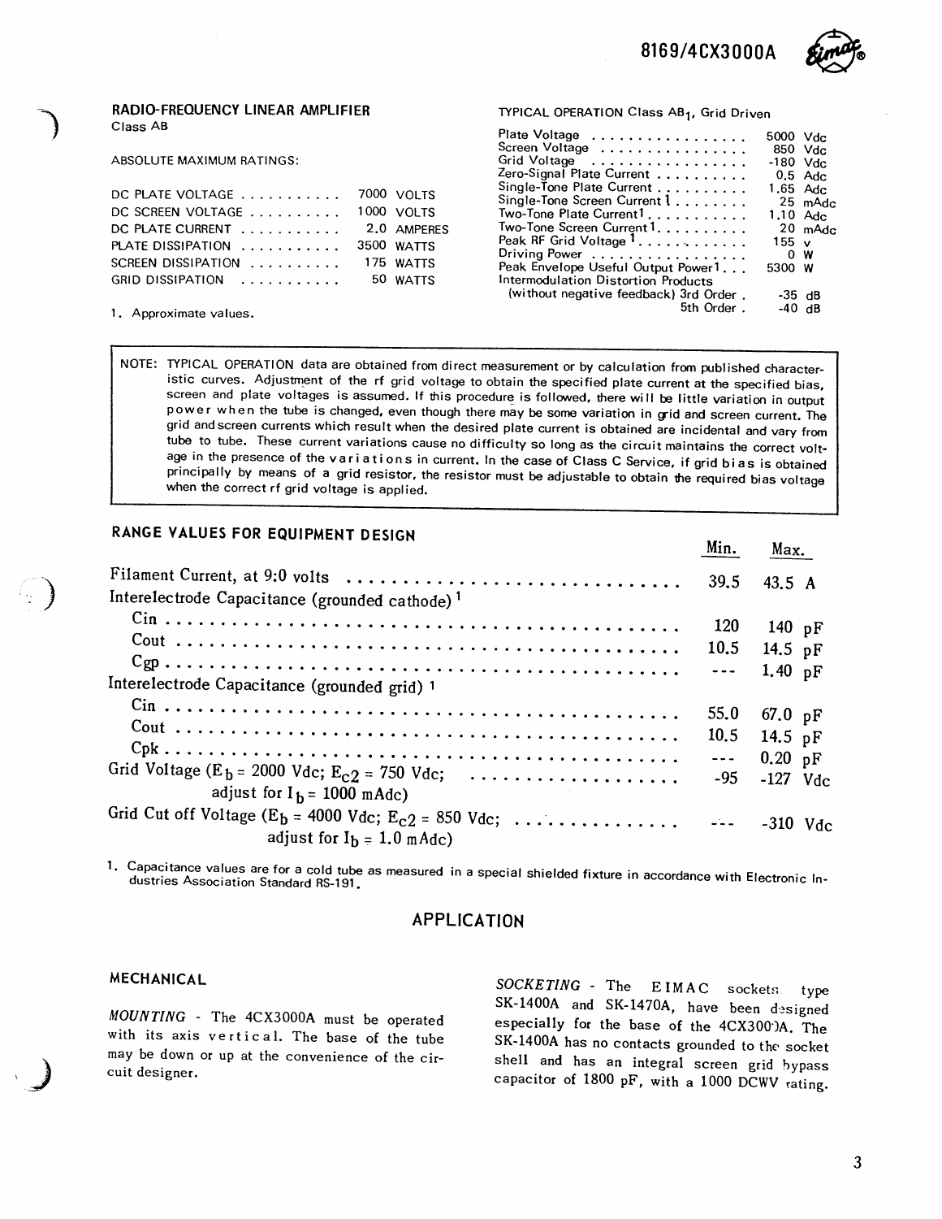## RADIO-FREQUENCY LINEAR AMPLIFIER

Class AB

ABSOLUTE MAXIMUM RATINGS:

| | | |
|---|---|---|
| DC PLATE VOLTAGE | 7000 | VOLTS |
| DC SCREEN VOLTAGE | 1000 | VOLTS |
| DC PLATE CURRENT | 2.0 | AMPERES |
| PLATE DISSIPATION | 3500 | WATTS |
| SCREEN DISSIPATION | 175 | WATTS |
| GRID DISSIPATION | 50 | WATTS |

1. Approximate values.

TYPICAL OPERATION Class $AB_1$, Grid Driven

| | | |
|---|---|---|
| Plate Voltage | 5000 | Vdc |
| Screen Voltage | 850 | Vdc |
| Grid Voltage | -180 | Vdc |
| Zero-Signal Plate Current | 0.5 | Adc |
| Single-Tone Plate Current | 1.65 | Adc |
| Single-Tone Screen Current [1] | 25 | mAdc |
| Two-Tone Plate Current [1] | 1.10 | Adc |
| Two-Tone Screen Current [1] | 20 | mAdc |
| Peak RF Grid Voltage [1] | 155 | v |
| Driving Power | 0 | W |
| Peak Envelope Useful Output Power [1] | 5300 | W |
| Intermodulation Distortion Products (without negative feedback) 3rd Order | -35 | dB |
| 5th Order | -40 | dB |

NOTE: TYPICAL OPERATION data are obtained from direct measurement or by calculation from published characteristic curves. Adjustment of the rf grid voltage to obtain the specified plate current at the specified bias, screen and plate voltages is assumed. If this procedure is followed, there will be little variation in output power when the tube is changed, even though there may be some variation in grid and screen current. The grid and screen currents which result when the desired plate current is obtained are incidental and vary from tube to tube. These current variations cause no difficulty so long as the circuit maintains the correct voltage in the presence of the variations in current. In the case of Class C Service, if grid bias is obtained principally by means of a grid resistor, the resistor must be adjustable to obtain the required bias voltage when the correct rf grid voltage is applied.

## RANGE VALUES FOR EQUIPMENT DESIGN

| | Min. | Max. |
|---|---|---|
| Filament Current, at 9.0 volts | 39.5 | 43.5 A |
| Interelectrode Capacitance (grounded cathode) [1] | | |
| Cin | 120 | 140 pF |
| Cout | 10.5 | 14.5 pF |
| Cgp | --- | 1.40 pF |
| Interelectrode Capacitance (grounded grid) [1] | | |
| Cin | 55.0 | 67.0 pF |
| Cout | 10.5 | 14.5 pF |
| Cpk | --- | 0.20 pF |
| Grid Voltage ($E_b$ = 2000 Vdc; $E_{c2}$ = 750 Vdc; adjust for $I_b$ = 1000 mAdc) | -95 | -127 Vdc |
| Grid Cut off Voltage ($E_b$ = 4000 Vdc; $E_{c2}$ = 850 Vdc; adjust for $I_b$ = 1.0 mAdc) | --- | -310 Vdc |

1. Capacitance values are for a cold tube as measured in a special shielded fixture in accordance with Electronic Industries Association Standard RS-191.

## APPLICATION

### MECHANICAL

*MOUNTING* - The 4CX3000A must be operated with its axis vertical. The base of the tube may be down or up at the convenience of the circuit designer.

*SOCKETING* - The EIMAC sockets type SK-1400A and SK-1470A, have been designed especially for the base of the 4CX3000A. The SK-1400A has no contacts grounded to the socket shell and has an integral screen grid bypass capacitor of 1800 pF, with a 1000 DCWV rating.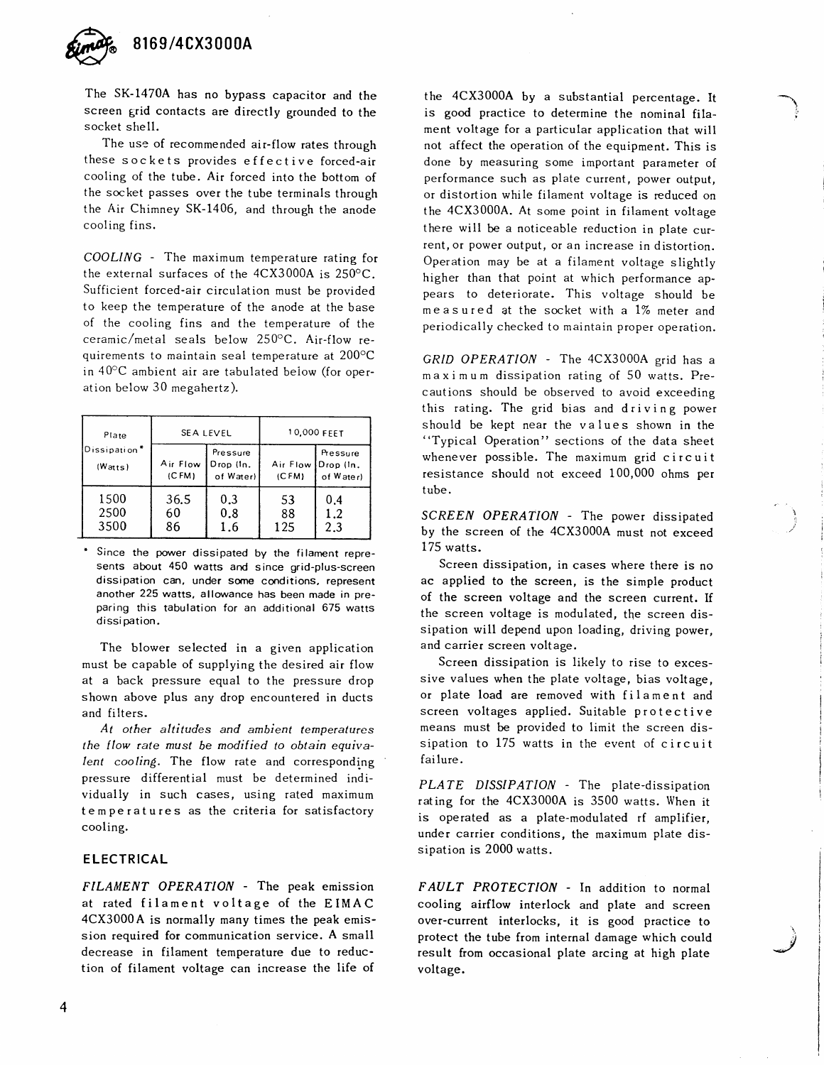The SK-1470A has no bypass capacitor and the screen grid contacts are directly grounded to the socket shell.

The use of recommended air-flow rates through these sockets provides effective forced-air cooling of the tube. Air forced into the bottom of the socket passes over the tube terminals through the Air Chimney SK-1406, and through the anode cooling fins.

*COOLING* - The maximum temperature rating for the external surfaces of the 4CX3000A is 250°C. Sufficient forced-air circulation must be provided to keep the temperature of the anode at the base of the cooling fins and the temperature of the ceramic/metal seals below 250°C. Air-flow requirements to maintain seal temperature at 200°C in 40°C ambient air are tabulated below (for operation below 30 megahertz).

| Plate Dissipation* (Watts) | SEA LEVEL | | 10,000 FEET | |
|---|---|---|---|---|
| | Air Flow (CFM) | Pressure Drop (In. of Water) | Air Flow (CFM) | Pressure Drop (In. of Water) |
| 1500 | 36.5 | 0.3 | 53 | 0.4 |
| 2500 | 60 | 0.8 | 88 | 1.2 |
| 3500 | 86 | 1.6 | 125 | 2.3 |

\* Since the power dissipated by the filament represents about 450 watts and since grid-plus-screen dissipation can, under some conditions, represent another 225 watts, allowance has been made in preparing this tabulation for an additional 675 watts dissipation.

The blower selected in a given application must be capable of supplying the desired air flow at a back pressure equal to the pressure drop shown above plus any drop encountered in ducts and filters.

*At other altitudes and ambient temperatures the flow rate must be modified to obtain equivalent cooling.* The flow rate and corresponding pressure differential must be determined individually in such cases, using rated maximum temperatures as the criteria for satisfactory cooling.

## ELECTRICAL

*FILAMENT OPERATION* - The peak emission at rated filament voltage of the EIMAC 4CX3000A is normally many times the peak emission required for communication service. A small decrease in filament temperature due to reduction of filament voltage can increase the life of the 4CX3000A by a substantial percentage. It is good practice to determine the nominal filament voltage for a particular application that will not affect the operation of the equipment. This is done by measuring some important parameter of performance such as plate current, power output, or distortion while filament voltage is reduced on the 4CX3000A. At some point in filament voltage there will be a noticeable reduction in plate current, or power output, or an increase in distortion. Operation may be at a filament voltage slightly higher than that point at which performance appears to deteriorate. This voltage should be measured at the socket with a 1% meter and periodically checked to maintain proper operation.

*GRID OPERATION* - The 4CX3000A grid has a maximum dissipation rating of 50 watts. Precautions should be observed to avoid exceeding this rating. The grid bias and driving power should be kept near the values shown in the "Typical Operation" sections of the data sheet whenever possible. The maximum grid circuit resistance should not exceed 100,000 ohms per tube.

*SCREEN OPERATION* - The power dissipated by the screen of the 4CX3000A must not exceed 175 watts.

Screen dissipation, in cases where there is no ac applied to the screen, is the simple product of the screen voltage and the screen current. If the screen voltage is modulated, the screen dissipation will depend upon loading, driving power, and carrier screen voltage.

Screen dissipation is likely to rise to excessive values when the plate voltage, bias voltage, or plate load are removed with filament and screen voltages applied. Suitable protective means must be provided to limit the screen dissipation to 175 watts in the event of circuit failure.

*PLATE DISSIPATION* - The plate-dissipation rating for the 4CX3000A is 3500 watts. When it is operated as a plate-modulated rf amplifier, under carrier conditions, the maximum plate dissipation is 2000 watts.

*FAULT PROTECTION* - In addition to normal cooling airflow interlock and plate and screen over-current interlocks, it is good practice to protect the tube from internal damage which could result from occasional plate arcing at high plate voltage.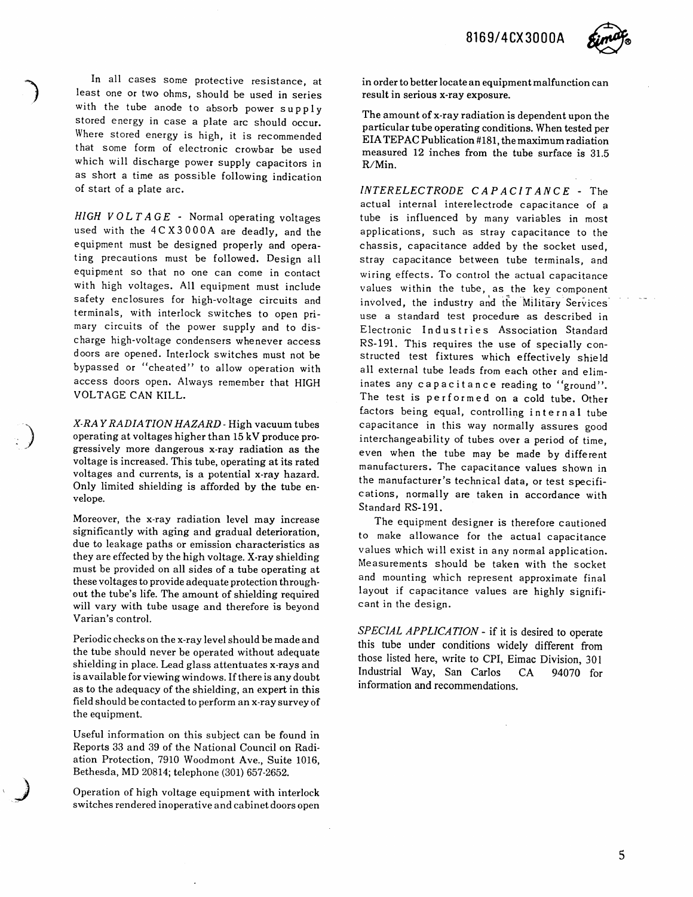In all cases some protective resistance, at least one or two ohms, should be used in series with the tube anode to absorb power supply stored energy in case a plate arc should occur. Where stored energy is high, it is recommended that some form of electronic crowbar be used which will discharge power supply capacitors in as short a time as possible following indication of start of a plate arc.

*HIGH VOLTAGE* - Normal operating voltages used with the 4CX3000A are deadly, and the equipment must be designed properly and operating precautions must be followed. Design all equipment so that no one can come in contact with high voltages. All equipment must include safety enclosures for high-voltage circuits and terminals, with interlock switches to open primary circuits of the power supply and to discharge high-voltage condensers whenever access doors are opened. Interlock switches must not be bypassed or "cheated" to allow operation with access doors open. Always remember that HIGH VOLTAGE CAN KILL.

*X-RAY RADIATION HAZARD* - High vacuum tubes operating at voltages higher than 15 kV produce progressively more dangerous x-ray radiation as the voltage is increased. This tube, operating at its rated voltages and currents, is a potential x-ray hazard. Only limited shielding is afforded by the tube envelope.

Moreover, the x-ray radiation level may increase significantly with aging and gradual deterioration, due to leakage paths or emission characteristics as they are effected by the high voltage. X-ray shielding must be provided on all sides of a tube operating at these voltages to provide adequate protection throughout the tube's life. The amount of shielding required will vary with tube usage and therefore is beyond Varian's control.

Periodic checks on the x-ray level should be made and the tube should never be operated without adequate shielding in place. Lead glass attentuates x-rays and is available for viewing windows. If there is any doubt as to the adequacy of the shielding, an expert in this field should be contacted to perform an x-ray survey of the equipment.

Useful information on this subject can be found in Reports 33 and 39 of the National Council on Radiation Protection, 7910 Woodmont Ave., Suite 1016, Bethesda, MD 20814; telephone (301) 657-2652.

Operation of high voltage equipment with interlock switches rendered inoperative and cabinet doors open in order to better locate an equipment malfunction can result in serious x-ray exposure.

The amount of x-ray radiation is dependent upon the particular tube operating conditions. When tested per EIA TEPAC Publication #181, the maximum radiation measured 12 inches from the tube surface is 31.5 R/Min.

*INTERELECTRODE CAPACITANCE* - The actual internal interelectrode capacitance of a tube is influenced by many variables in most applications, such as stray capacitance to the chassis, capacitance added by the socket used, stray capacitance between tube terminals, and wiring effects. To control the actual capacitance values within the tube, as the key component involved, the industry and the Military Services use a standard test procedure as described in Electronic Industries Association Standard RS-191. This requires the use of specially constructed test fixtures which effectively shield all external tube leads from each other and eliminates any capacitance reading to "ground". The test is performed on a cold tube. Other factors being equal, controlling internal tube capacitance in this way normally assures good interchangeability of tubes over a period of time, even when the tube may be made by different manufacturers. The capacitance values shown in the manufacturer's technical data, or test specifications, normally are taken in accordance with Standard RS-191.

The equipment designer is therefore cautioned to make allowance for the actual capacitance values which will exist in any normal application. Measurements should be taken with the socket and mounting which represent approximate final layout if capacitance values are highly significant in the design.

*SPECIAL APPLICATION* - if it is desired to operate this tube under conditions widely different from those listed here, write to CPI, Eimac Division, 301 Industrial Way, San Carlos CA 94070 for information and recommendations.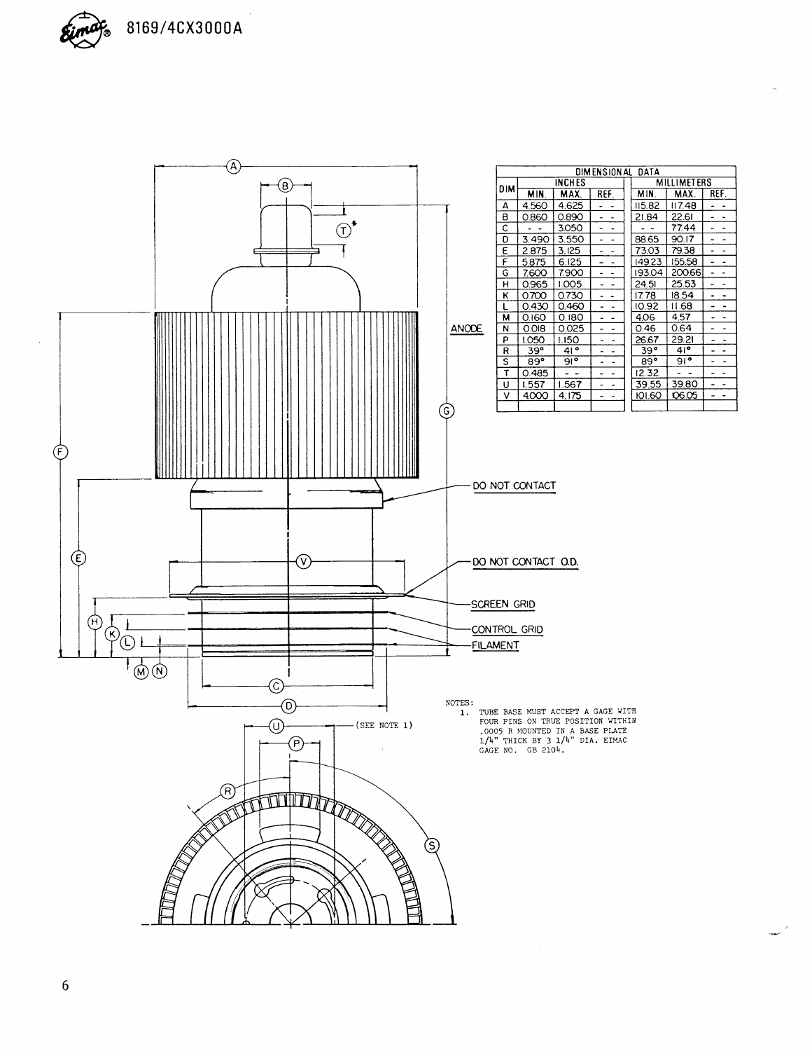## DIMENSIONAL DATA

| DIM | INCHES | | | MILLIMETERS | | |
|---|---|---|---|---|---|---|
| | MIN. | MAX. | REF. | MIN. | MAX. | REF. |
| A | 4.560 | 4.625 | - - | 115.82 | 117.48 | - - |
| B | 0.860 | 0.890 | - - | 21.84 | 22.61 | - - |
| C | - - | 3.050 | - - | - - | 77.44 | - - |
| D | 3.490 | 3.550 | - - | 88.65 | 90.17 | - - |
| E | 2.875 | 3.125 | - - | 73.03 | 79.38 | - - |
| F | 5.875 | 6.125 | - - | 149.23 | 155.58 | - - |
| G | 7.600 | 7.900 | - - | 193.04 | 200.66 | - - |
| H | 0.965 | 1.005 | - - | 24.51 | 25.53 | - - |
| K | 0.700 | 0.730 | - - | 17.78 | 18.54 | - - |
| L | 0.430 | 0.460 | - - | 10.92 | 11.68 | - - |
| M | 0.160 | 0.180 | - - | 4.06 | 4.57 | - - |
| N | 0.018 | 0.025 | - - | 0.46 | 0.64 | - - |
| P | 1.050 | 1.150 | - - | 26.67 | 29.21 | - - |
| R | 39° | 41° | - - | 39° | 41° | - - |
| S | 89° | 91° | - - | 89° | 91° | - - |
| T | 0.485 | - - | - - | 12.32 | - - | - - |
| U | 1.557 | 1.567 | - - | 39.55 | 39.80 | - - |
| V | 4.000 | 4.175 | - - | 101.60 | 106.05 | - - |

ANODE

DO NOT CONTACT

DO NOT CONTACT O.D.

SCREEN GRID

CONTROL GRID

FILAMENT

(SEE NOTE 1)

NOTES:

1. TUBE BASE MUST ACCEPT A GAGE WITH FOUR PINS ON TRUE POSITION WITHIN .0005 R MOUNTED IN A BASE PLATE 1/4" THICK BY 3 1/4" DIA. EIMAC GAGE NO. GB 2104.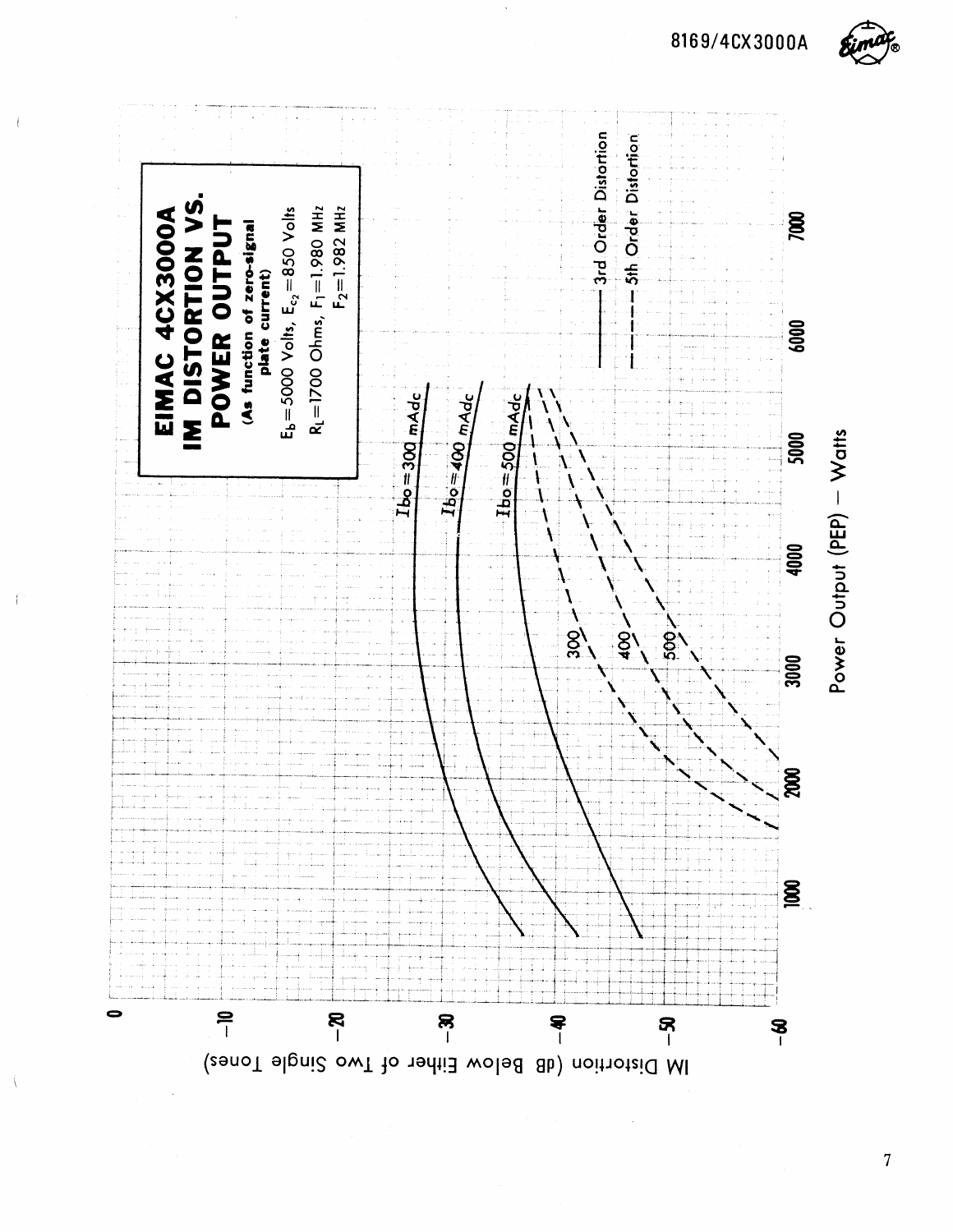# EIMAC 4CX3000A IM DISTORTION VS. POWER OUTPUT

**(As function of zero-signal plate current)**

$E_b$ = 5000 Volts, $E_{c_2}$ = 850 Volts

$R_L$ = 1700 Ohms, $F_1$ = 1.980 MHz

$F_2$ = 1.982 MHz

$I_{bo}$ = 300 mAdc

$I_{bo}$ = 400 mAdc

$I_{bo}$ = 500 mAdc

300

400

500

——— 3rd Order Distortion

- - - - 5th Order Distortion

IM Distortion (dB Below Either of Two Single Tones)

0, −10, −20, −30, −40, −50, −60

Power Output (PEP) — Watts

1000, 2000, 3000, 4000, 5000, 6000, 7000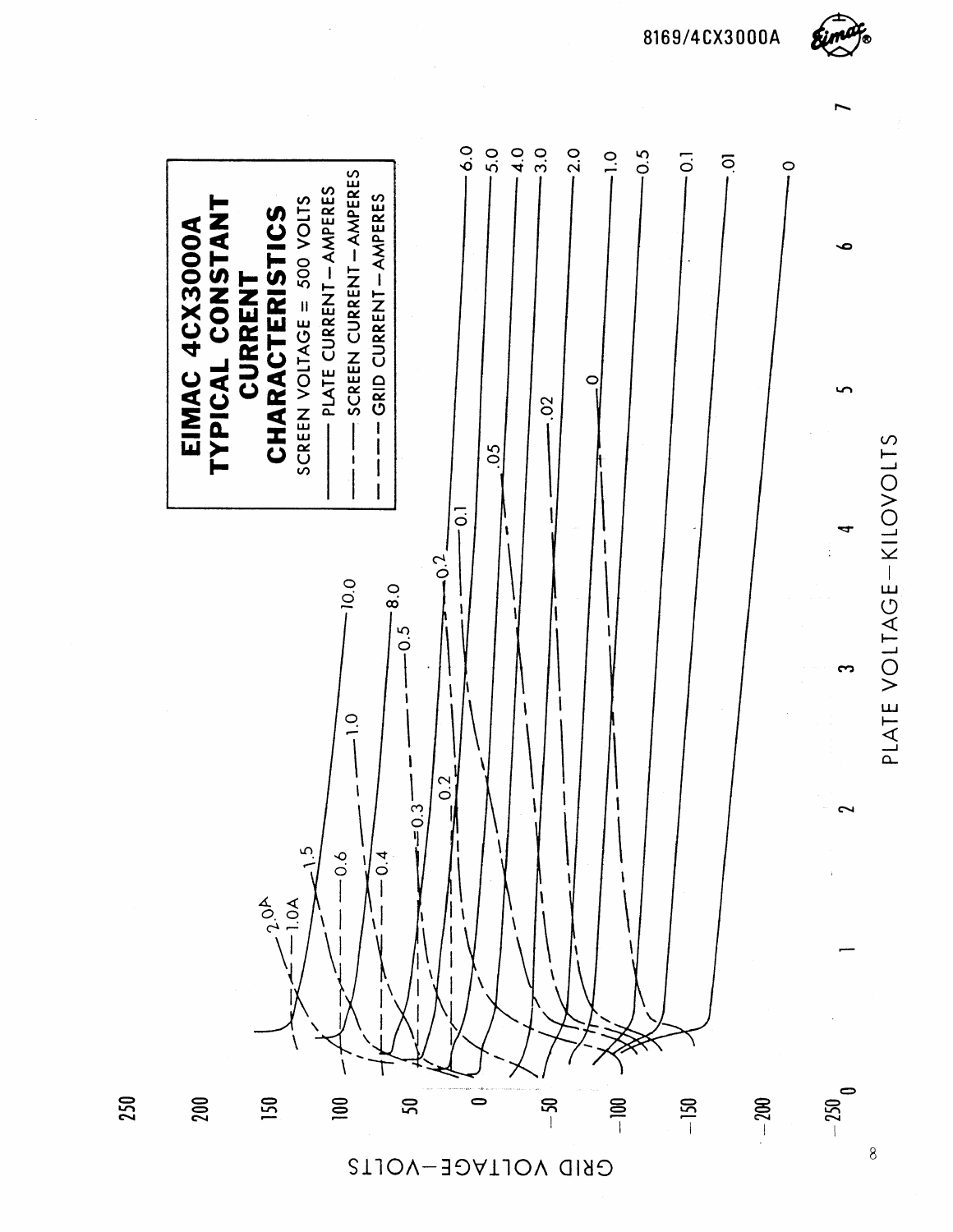# EIMAC 4CX3000A TYPICAL CONSTANT CURRENT CHARACTERISTICS

SCREEN VOLTAGE = 500 VOLTS

——— PLATE CURRENT—AMPERES

— · — SCREEN CURRENT—AMPERES

- - - - GRID CURRENT—AMPERES

GRID VOLTAGE—VOLTS

PLATE VOLTAGE—KILOVOLTS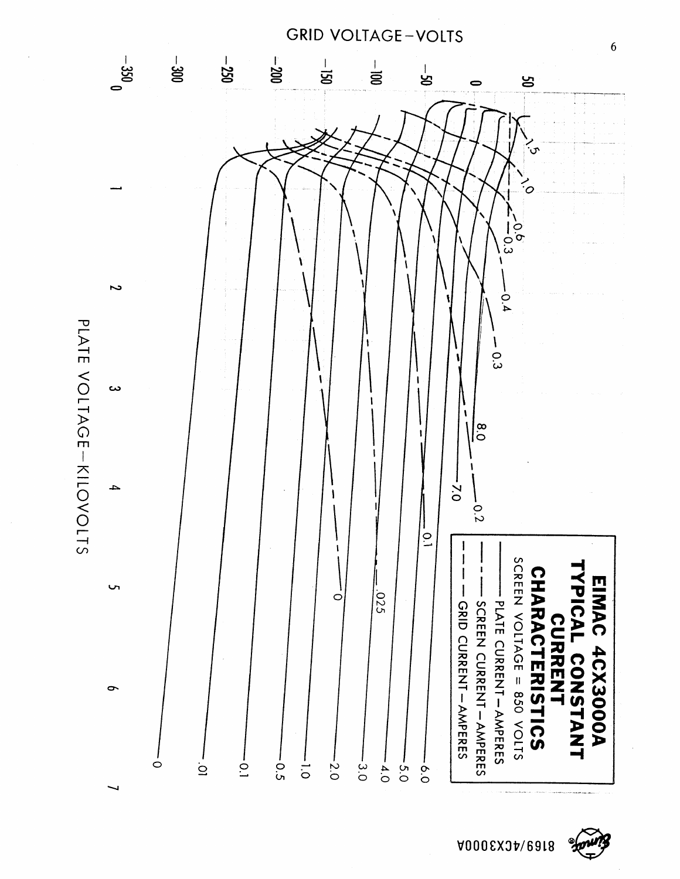EIMAC 4CX3000A TYPICAL CONSTANT CURRENT CHARACTERISTICS

SCREEN VOLTAGE = 850 VOLTS

——— PLATE CURRENT—AMPERES

— · — SCREEN CURRENT—AMPERES

— — — GRID CURRENT—AMPERES

GRID VOLTAGE—VOLTS

50

0

−50

−100

−150

−200

−250

−300

−350

PLATE VOLTAGE—KILOVOLTS

0

1

2

3

4

5

6

7

1.5

1.0

0.6

0.3

0.4

0.3

8.0

7.0

0.2

0.1

.025

0

6.0

5.0

4.0

3.0

2.0

1.0

0.5

0.1

.01

0

8169/4CX3000A